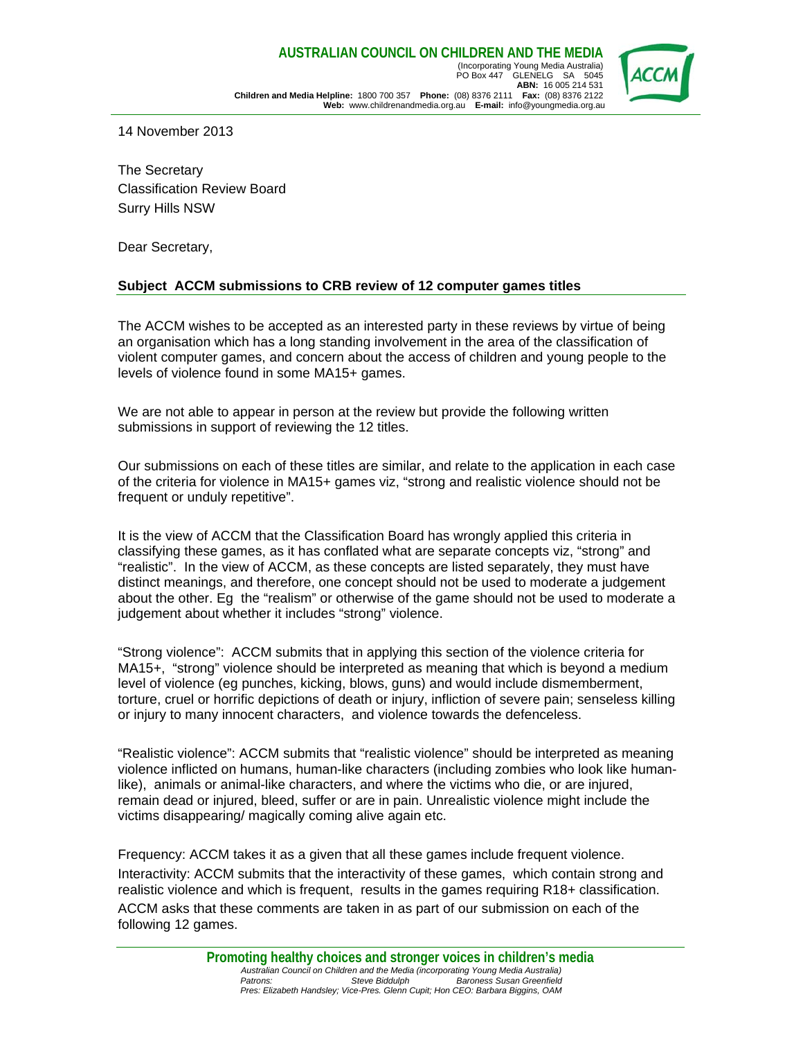**AUSTRALIAN COUNCIL ON CHILDREN AND THE MEDIA**
(Incorporating Young Media Australia)
PO Box 447 GLENELG SA 5045
**ABN:** 16 005 214 531
**Children and Media Helpline:** 1800 700 357 **Phone:** (08) 8376 2111 **Fax:** (08) 8376 2122
**Web:** www.childrenandmedia.org.au **E-mail:** info@youngmedia.org.au

14 November 2013

The Secretary
Classification Review Board
Surry Hills NSW

Dear Secretary,

**Subject ACCM submissions to CRB review of 12 computer games titles**

The ACCM wishes to be accepted as an interested party in these reviews by virtue of being an organisation which has a long standing involvement in the area of the classification of violent computer games, and concern about the access of children and young people to the levels of violence found in some MA15+ games.

We are not able to appear in person at the review but provide the following written submissions in support of reviewing the 12 titles.

Our submissions on each of these titles are similar, and relate to the application in each case of the criteria for violence in MA15+ games viz, "strong and realistic violence should not be frequent or unduly repetitive".

It is the view of ACCM that the Classification Board has wrongly applied this criteria in classifying these games, as it has conflated what are separate concepts viz, "strong" and "realistic". In the view of ACCM, as these concepts are listed separately, they must have distinct meanings, and therefore, one concept should not be used to moderate a judgement about the other. Eg the "realism" or otherwise of the game should not be used to moderate a judgement about whether it includes "strong" violence.

"Strong violence": ACCM submits that in applying this section of the violence criteria for MA15+, "strong" violence should be interpreted as meaning that which is beyond a medium level of violence (eg punches, kicking, blows, guns) and would include dismemberment, torture, cruel or horrific depictions of death or injury, infliction of severe pain; senseless killing or injury to many innocent characters, and violence towards the defenceless.

"Realistic violence": ACCM submits that "realistic violence" should be interpreted as meaning violence inflicted on humans, human-like characters (including zombies who look like human-like), animals or animal-like characters, and where the victims who die, or are injured, remain dead or injured, bleed, suffer or are in pain. Unrealistic violence might include the victims disappearing/ magically coming alive again etc.

Frequency: ACCM takes it as a given that all these games include frequent violence.

Interactivity: ACCM submits that the interactivity of these games, which contain strong and realistic violence and which is frequent, results in the games requiring R18+ classification.

ACCM asks that these comments are taken in as part of our submission on each of the following 12 games.

**Promoting healthy choices and stronger voices in children's media**
*Australian Council on Children and the Media (incorporating Young Media Australia)*
*Patrons: Steve Biddulph Baroness Susan Greenfield*
*Pres: Elizabeth Handsley; Vice-Pres. Glenn Cupit; Hon CEO: Barbara Biggins, OAM*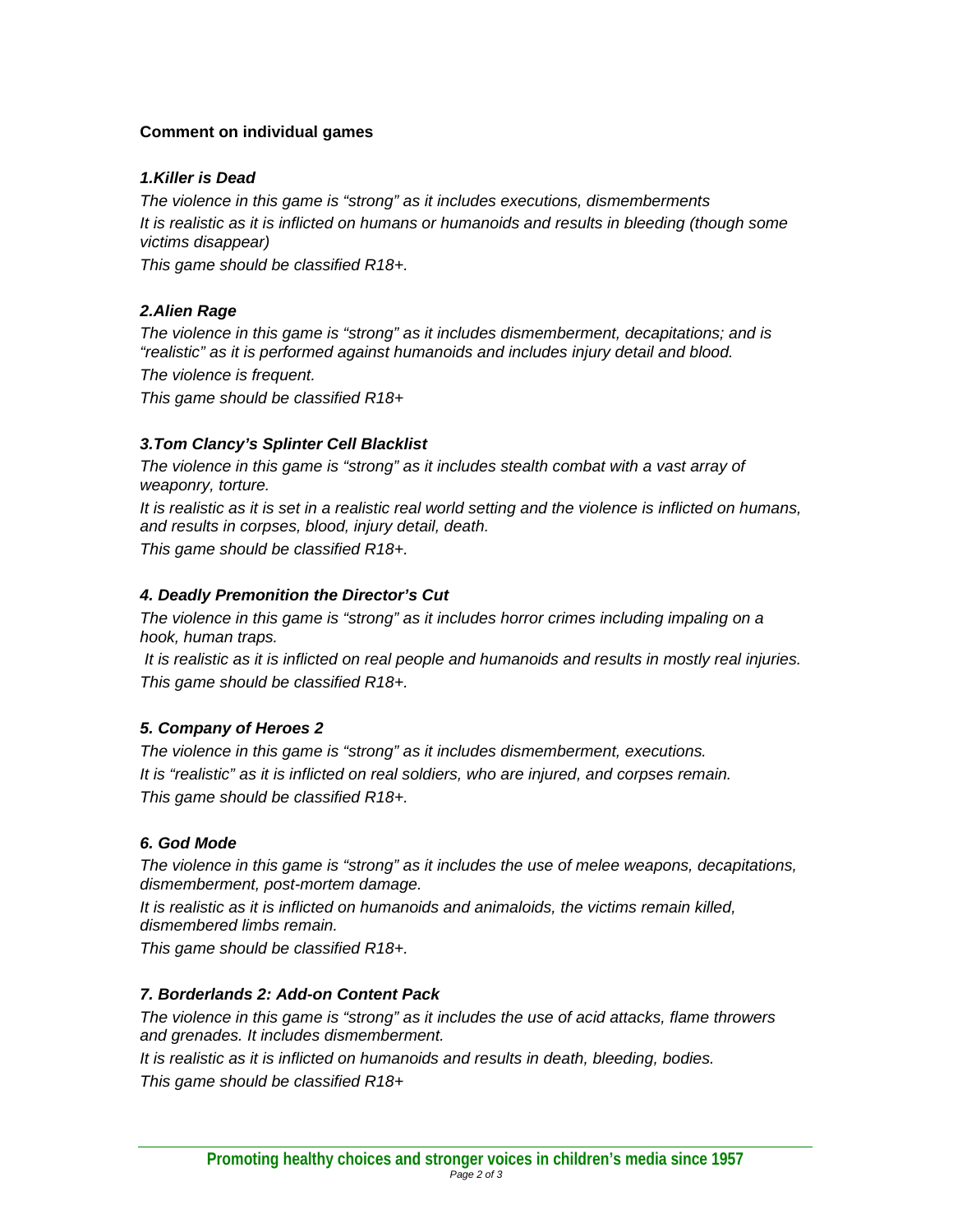**Comment on individual games**

***1.Killer is Dead***

*The violence in this game is "strong" as it includes executions, dismemberments*

*It is realistic as it is inflicted on humans or humanoids and results in bleeding (though some victims disappear)*

*This game should be classified R18+.*

***2.Alien Rage***

*The violence in this game is "strong" as it includes dismemberment, decapitations; and is "realistic" as it is performed against humanoids and includes injury detail and blood.*

*The violence is frequent.*

*This game should be classified R18+*

***3.Tom Clancy's Splinter Cell Blacklist***

*The violence in this game is "strong" as it includes stealth combat with a vast array of weaponry, torture.*

*It is realistic as it is set in a realistic real world setting and the violence is inflicted on humans, and results in corpses, blood, injury detail, death.*

*This game should be classified R18+.*

***4. Deadly Premonition the Director's Cut***

*The violence in this game is "strong" as it includes horror crimes including impaling on a hook, human traps.*

*It is realistic as it is inflicted on real people and humanoids and results in mostly real injuries.*

*This game should be classified R18+.*

***5. Company of Heroes 2***

*The violence in this game is "strong" as it includes dismemberment, executions.*

*It is "realistic" as it is inflicted on real soldiers, who are injured, and corpses remain.*

*This game should be classified R18+.*

***6. God Mode***

*The violence in this game is "strong" as it includes the use of melee weapons, decapitations, dismemberment, post-mortem damage.*

*It is realistic as it is inflicted on humanoids and animaloids, the victims remain killed, dismembered limbs remain.*

*This game should be classified R18+.*

***7. Borderlands 2: Add-on Content Pack***

*The violence in this game is "strong" as it includes the use of acid attacks, flame throwers and grenades. It includes dismemberment.*

*It is realistic as it is inflicted on humanoids and results in death, bleeding, bodies.*

*This game should be classified R18+*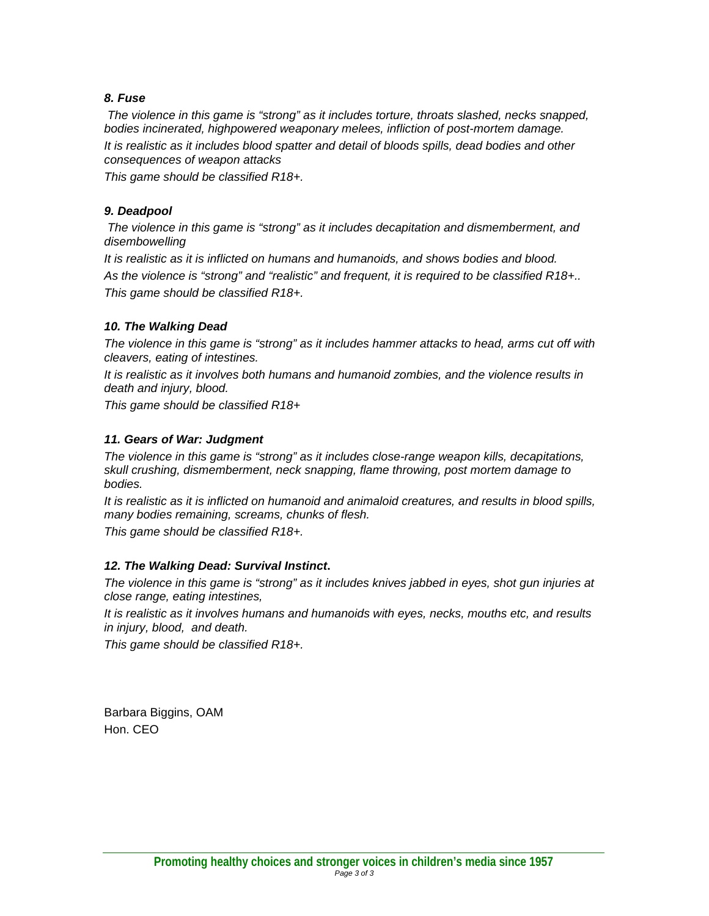### *8. Fuse*

*The violence in this game is "strong" as it includes torture, throats slashed, necks snapped, bodies incinerated, highpowered weaponary melees, infliction of post-mortem damage.*

*It is realistic as it includes blood spatter and detail of bloods spills, dead bodies and other consequences of weapon attacks*

*This game should be classified R18+.*

### *9. Deadpool*

*The violence in this game is "strong" as it includes decapitation and dismemberment, and disembowelling*

*It is realistic as it is inflicted on humans and humanoids, and shows bodies and blood.*

*As the violence is "strong" and "realistic" and frequent, it is required to be classified R18+..*

*This game should be classified R18+.*

### *10. The Walking Dead*

*The violence in this game is "strong" as it includes hammer attacks to head, arms cut off with cleavers, eating of intestines.*

*It is realistic as it involves both humans and humanoid zombies, and the violence results in death and injury, blood.*

*This game should be classified R18+*

### *11. Gears of War: Judgment*

*The violence in this game is "strong" as it includes close-range weapon kills, decapitations, skull crushing, dismemberment, neck snapping, flame throwing, post mortem damage to bodies.*

*It is realistic as it is inflicted on humanoid and animaloid creatures, and results in blood spills, many bodies remaining, screams, chunks of flesh.*

*This game should be classified R18+.*

### *12. The Walking Dead: Survival Instinct*.

*The violence in this game is "strong" as it includes knives jabbed in eyes, shot gun injuries at close range, eating intestines,*

*It is realistic as it involves humans and humanoids with eyes, necks, mouths etc, and results in injury, blood, and death.*

*This game should be classified R18+.*

Barbara Biggins, OAM
Hon. CEO

**Promoting healthy choices and stronger voices in children's media since 1957**